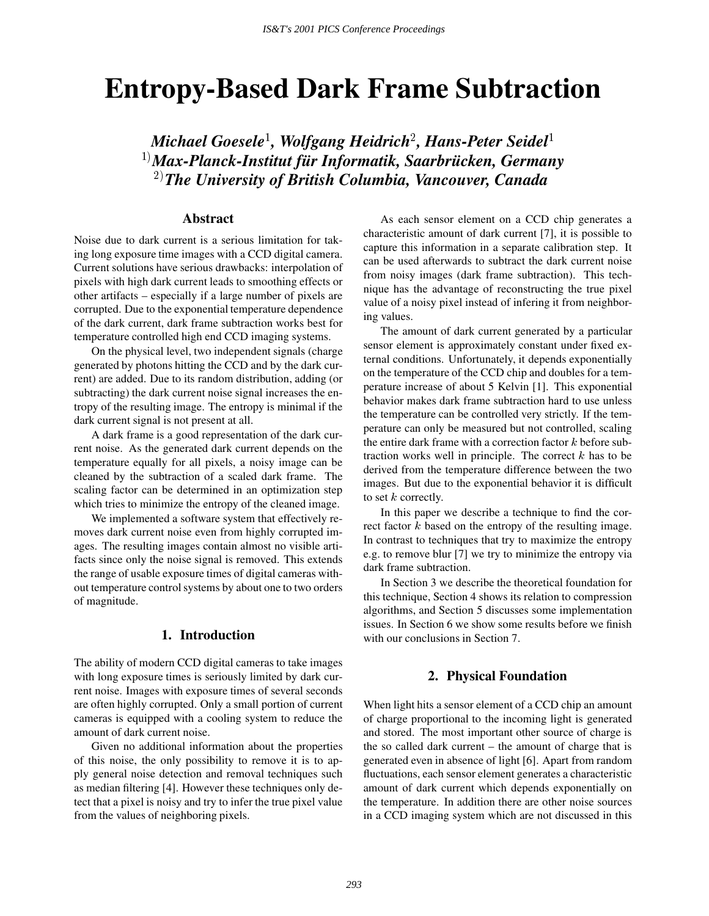# Entropy-Based Dark Frame Subtraction

***Michael Goesele*[1]*, Wolfgang Heidrich*[2]*, Hans-Peter Seidel*[1]**
**[1]) *Max-Planck-Institut für Informatik, Saarbrücken, Germany***
**[2]) *The University of British Columbia, Vancouver, Canada***

## Abstract

Noise due to dark current is a serious limitation for taking long exposure time images with a CCD digital camera. Current solutions have serious drawbacks: interpolation of pixels with high dark current leads to smoothing effects or other artifacts – especially if a large number of pixels are corrupted. Due to the exponential temperature dependence of the dark current, dark frame subtraction works best for temperature controlled high end CCD imaging systems.

On the physical level, two independent signals (charge generated by photons hitting the CCD and by the dark current) are added. Due to its random distribution, adding (or subtracting) the dark current noise signal increases the entropy of the resulting image. The entropy is minimal if the dark current signal is not present at all.

A dark frame is a good representation of the dark current noise. As the generated dark current depends on the temperature equally for all pixels, a noisy image can be cleaned by the subtraction of a scaled dark frame. The scaling factor can be determined in an optimization step which tries to minimize the entropy of the cleaned image.

We implemented a software system that effectively removes dark current noise even from highly corrupted images. The resulting images contain almost no visible artifacts since only the noise signal is removed. This extends the range of usable exposure times of digital cameras without temperature control systems by about one to two orders of magnitude.

## 1. Introduction

The ability of modern CCD digital cameras to take images with long exposure times is seriously limited by dark current noise. Images with exposure times of several seconds are often highly corrupted. Only a small portion of current cameras is equipped with a cooling system to reduce the amount of dark current noise.

Given no additional information about the properties of this noise, the only possibility to remove it is to apply general noise detection and removal techniques such as median filtering [4]. However these techniques only detect that a pixel is noisy and try to infer the true pixel value from the values of neighboring pixels.

As each sensor element on a CCD chip generates a characteristic amount of dark current [7], it is possible to capture this information in a separate calibration step. It can be used afterwards to subtract the dark current noise from noisy images (dark frame subtraction). This technique has the advantage of reconstructing the true pixel value of a noisy pixel instead of infering it from neighboring values.

The amount of dark current generated by a particular sensor element is approximately constant under fixed external conditions. Unfortunately, it depends exponentially on the temperature of the CCD chip and doubles for a temperature increase of about 5 Kelvin [1]. This exponential behavior makes dark frame subtraction hard to use unless the temperature can be controlled very strictly. If the temperature can only be measured but not controlled, scaling the entire dark frame with a correction factor $k$ before subtraction works well in principle. The correct $k$ has to be derived from the temperature difference between the two images. But due to the exponential behavior it is difficult to set $k$ correctly.

In this paper we describe a technique to find the correct factor $k$ based on the entropy of the resulting image. In contrast to techniques that try to maximize the entropy e.g. to remove blur [7] we try to minimize the entropy via dark frame subtraction.

In Section 3 we describe the theoretical foundation for this technique, Section 4 shows its relation to compression algorithms, and Section 5 discusses some implementation issues. In Section 6 we show some results before we finish with our conclusions in Section 7.

## 2. Physical Foundation

When light hits a sensor element of a CCD chip an amount of charge proportional to the incoming light is generated and stored. The most important other source of charge is the so called dark current – the amount of charge that is generated even in absence of light [6]. Apart from random fluctuations, each sensor element generates a characteristic amount of dark current which depends exponentially on the temperature. In addition there are other noise sources in a CCD imaging system which are not discussed in this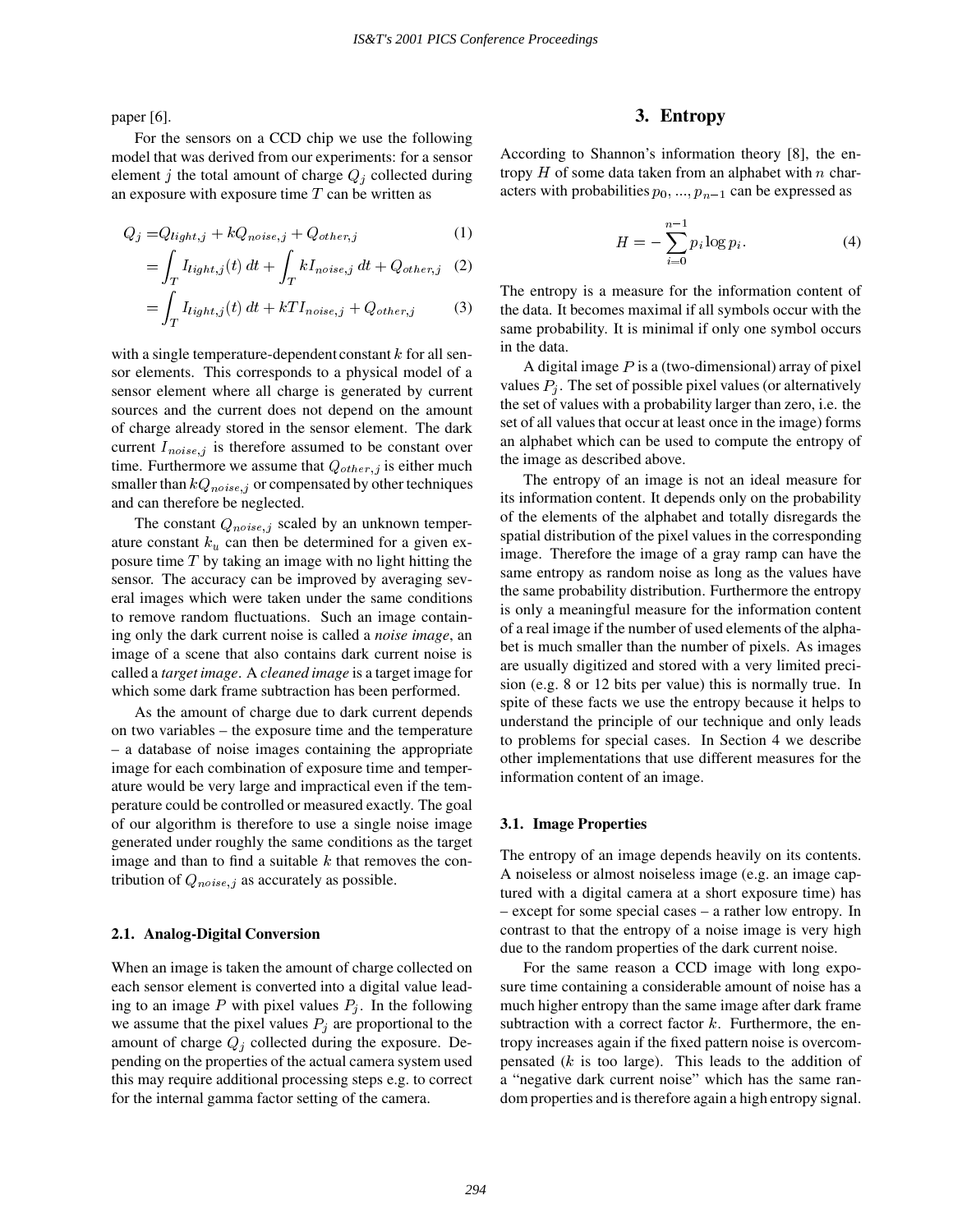paper [6].

For the sensors on a CCD chip we use the following model that was derived from our experiments: for a sensor element $j$ the total amount of charge $Q_j$ collected during an exposure with exposure time $T$ can be written as

$$Q_j = Q_{light,j} + kQ_{noise,j} + Q_{other,j} \tag{1}$$

$$= \int_T I_{light,j}(t)\, dt + \int_T kI_{noise,j}\, dt + Q_{other,j} \tag{2}$$

$$= \int_T I_{light,j}(t)\, dt + kTI_{noise,j} + Q_{other,j} \tag{3}$$

with a single temperature-dependent constant $k$ for all sensor elements. This corresponds to a physical model of a sensor element where all charge is generated by current sources and the current does not depend on the amount of charge already stored in the sensor element. The dark current $I_{noise,j}$ is therefore assumed to be constant over time. Furthermore we assume that $Q_{other,j}$ is either much smaller than $kQ_{noise,j}$ or compensated by other techniques and can therefore be neglected.

The constant $Q_{noise,j}$ scaled by an unknown temperature constant $k_u$ can then be determined for a given exposure time $T$ by taking an image with no light hitting the sensor. The accuracy can be improved by averaging several images which were taken under the same conditions to remove random fluctuations. Such an image containing only the dark current noise is called a *noise image*, an image of a scene that also contains dark current noise is called a *target image*. A *cleaned image* is a target image for which some dark frame subtraction has been performed.

As the amount of charge due to dark current depends on two variables – the exposure time and the temperature – a database of noise images containing the appropriate image for each combination of exposure time and temperature would be very large and impractical even if the temperature could be controlled or measured exactly. The goal of our algorithm is therefore to use a single noise image generated under roughly the same conditions as the target image and than to find a suitable $k$ that removes the contribution of $Q_{noise,j}$ as accurately as possible.

### 2.1. Analog-Digital Conversion

When an image is taken the amount of charge collected on each sensor element is converted into a digital value leading to an image $P$ with pixel values $P_j$. In the following we assume that the pixel values $P_j$ are proportional to the amount of charge $Q_j$ collected during the exposure. Depending on the properties of the actual camera system used this may require additional processing steps e.g. to correct for the internal gamma factor setting of the camera.

## 3. Entropy

According to Shannon's information theory [8], the entropy $H$ of some data taken from an alphabet with $n$ characters with probabilities $p_0, ..., p_{n-1}$ can be expressed as

$$H = -\sum_{i=0}^{n-1} p_i \log p_i. \tag{4}$$

The entropy is a measure for the information content of the data. It becomes maximal if all symbols occur with the same probability. It is minimal if only one symbol occurs in the data.

A digital image $P$ is a (two-dimensional) array of pixel values $P_j$. The set of possible pixel values (or alternatively the set of values with a probability larger than zero, i.e. the set of all values that occur at least once in the image) forms an alphabet which can be used to compute the entropy of the image as described above.

The entropy of an image is not an ideal measure for its information content. It depends only on the probability of the elements of the alphabet and totally disregards the spatial distribution of the pixel values in the corresponding image. Therefore the image of a gray ramp can have the same entropy as random noise as long as the values have the same probability distribution. Furthermore the entropy is only a meaningful measure for the information content of a real image if the number of used elements of the alphabet is much smaller than the number of pixels. As images are usually digitized and stored with a very limited precision (e.g. 8 or 12 bits per value) this is normally true. In spite of these facts we use the entropy because it helps to understand the principle of our technique and only leads to problems for special cases. In Section 4 we describe other implementations that use different measures for the information content of an image.

### 3.1. Image Properties

The entropy of an image depends heavily on its contents. A noiseless or almost noiseless image (e.g. an image captured with a digital camera at a short exposure time) has – except for some special cases – a rather low entropy. In contrast to that the entropy of a noise image is very high due to the random properties of the dark current noise.

For the same reason a CCD image with long exposure time containing a considerable amount of noise has a much higher entropy than the same image after dark frame subtraction with a correct factor $k$. Furthermore, the entropy increases again if the fixed pattern noise is overcompensated ($k$ is too large). This leads to the addition of a "negative dark current noise" which has the same random properties and is therefore again a high entropy signal.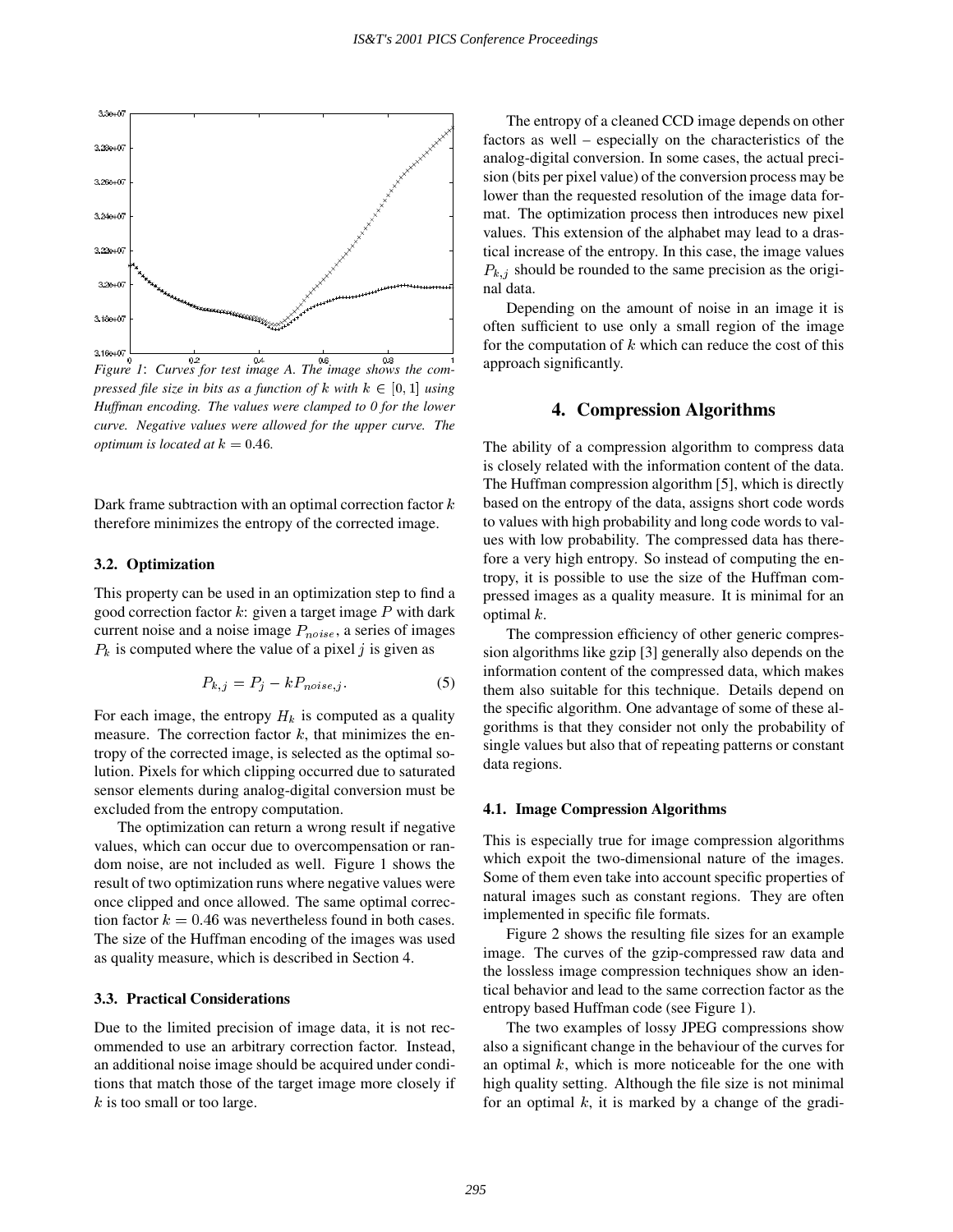*Figure 1*: *Curves for test image A. The image shows the compressed file size in bits as a function of $k$ with $k \in [0, 1]$ using Huffman encoding. The values were clamped to 0 for the lower curve. Negative values were allowed for the upper curve. The optimum is located at $k = 0.46$.*

Dark frame subtraction with an optimal correction factor $k$ therefore minimizes the entropy of the corrected image.

### 3.2. Optimization

This property can be used in an optimization step to find a good correction factor $k$: given a target image $P$ with dark current noise and a noise image $P_{noise}$, a series of images $P_k$ is computed where the value of a pixel $j$ is given as

$$P_{k,j} = P_j - kP_{noise,j}. \tag{5}$$

For each image, the entropy $H_k$ is computed as a quality measure. The correction factor $k$, that minimizes the entropy of the corrected image, is selected as the optimal solution. Pixels for which clipping occurred due to saturated sensor elements during analog-digital conversion must be excluded from the entropy computation.

The optimization can return a wrong result if negative values, which can occur due to overcompensation or random noise, are not included as well. Figure 1 shows the result of two optimization runs where negative values were once clipped and once allowed. The same optimal correction factor $k = 0.46$ was nevertheless found in both cases. The size of the Huffman encoding of the images was used as quality measure, which is described in Section 4.

### 3.3. Practical Considerations

Due to the limited precision of image data, it is not recommended to use an arbitrary correction factor. Instead, an additional noise image should be acquired under conditions that match those of the target image more closely if $k$ is too small or too large.

The entropy of a cleaned CCD image depends on other factors as well – especially on the characteristics of the analog-digital conversion. In some cases, the actual precision (bits per pixel value) of the conversion process may be lower than the requested resolution of the image data format. The optimization process then introduces new pixel values. This extension of the alphabet may lead to a drastical increase of the entropy. In this case, the image values $P_{k,j}$ should be rounded to the same precision as the original data.

Depending on the amount of noise in an image it is often sufficient to use only a small region of the image for the computation of $k$ which can reduce the cost of this approach significantly.

## 4. Compression Algorithms

The ability of a compression algorithm to compress data is closely related with the information content of the data. The Huffman compression algorithm [5], which is directly based on the entropy of the data, assigns short code words to values with high probability and long code words to values with low probability. The compressed data has therefore a very high entropy. So instead of computing the entropy, it is possible to use the size of the Huffman compressed images as a quality measure. It is minimal for an optimal $k$.

The compression efficiency of other generic compression algorithms like gzip [3] generally also depends on the information content of the compressed data, which makes them also suitable for this technique. Details depend on the specific algorithm. One advantage of some of these algorithms is that they consider not only the probability of single values but also that of repeating patterns or constant data regions.

### 4.1. Image Compression Algorithms

This is especially true for image compression algorithms which expoit the two-dimensional nature of the images. Some of them even take into account specific properties of natural images such as constant regions. They are often implemented in specific file formats.

Figure 2 shows the resulting file sizes for an example image. The curves of the gzip-compressed raw data and the lossless image compression techniques show an identical behavior and lead to the same correction factor as the entropy based Huffman code (see Figure 1).

The two examples of lossy JPEG compressions show also a significant change in the behaviour of the curves for an optimal $k$, which is more noticeable for the one with high quality setting. Although the file size is not minimal for an optimal $k$, it is marked by a change of the gradi-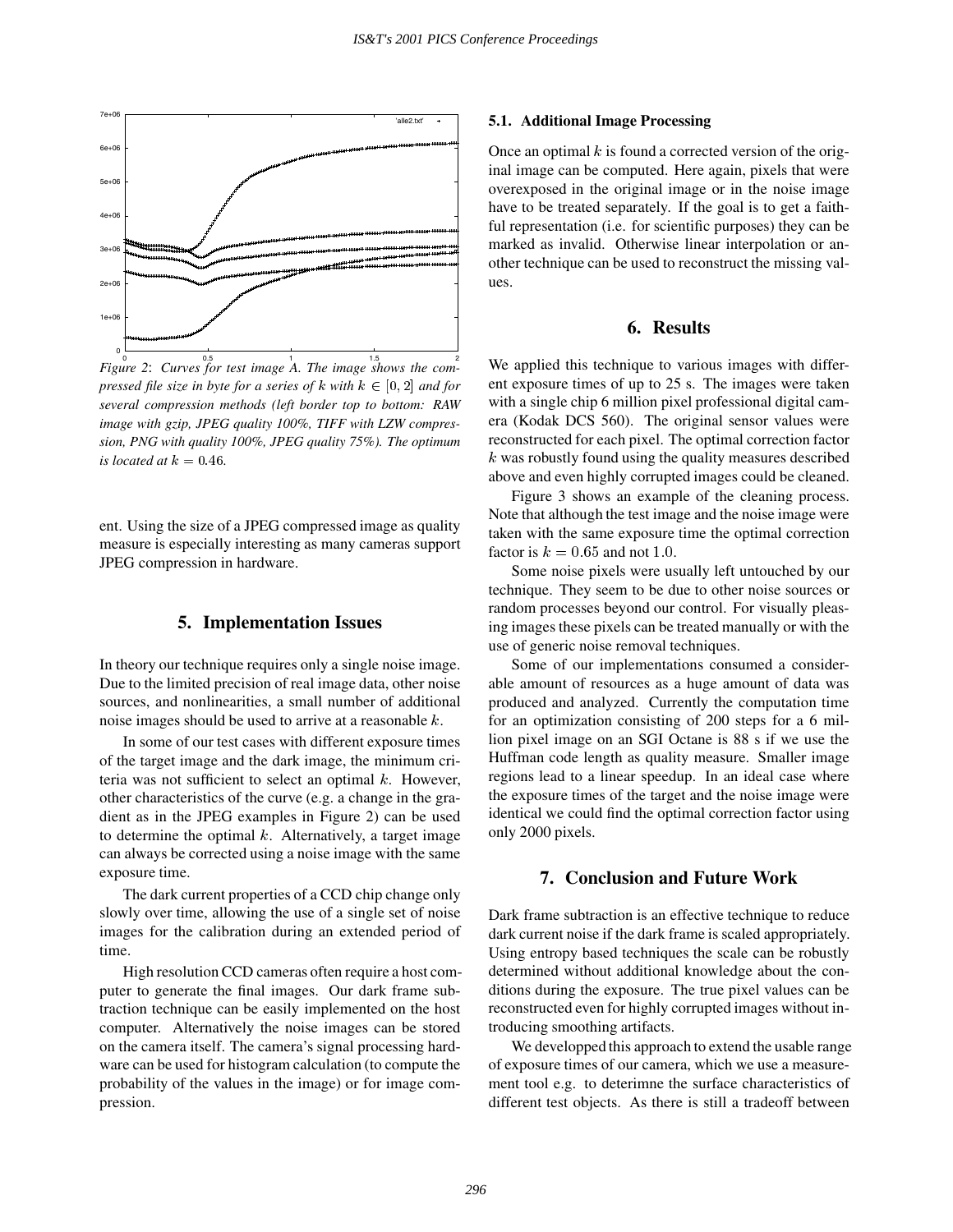*Figure 2*: *Curves for test image A. The image shows the compressed file size in byte for a series of $k$ with $k \in [0, 2]$ and for several compression methods (left border top to bottom: RAW image with gzip, JPEG quality 100%, TIFF with LZW compression, PNG with quality 100%, JPEG quality 75%). The optimum is located at $k = 0.46$.*

ent. Using the size of a JPEG compressed image as quality measure is especially interesting as many cameras support JPEG compression in hardware.

## 5. Implementation Issues

In theory our technique requires only a single noise image. Due to the limited precision of real image data, other noise sources, and nonlinearities, a small number of additional noise images should be used to arrive at a reasonable $k$.

In some of our test cases with different exposure times of the target image and the dark image, the minimum criteria was not sufficient to select an optimal $k$. However, other characteristics of the curve (e.g. a change in the gradient as in the JPEG examples in Figure 2) can be used to determine the optimal $k$. Alternatively, a target image can always be corrected using a noise image with the same exposure time.

The dark current properties of a CCD chip change only slowly over time, allowing the use of a single set of noise images for the calibration during an extended period of time.

High resolution CCD cameras often require a host computer to generate the final images. Our dark frame subtraction technique can be easily implemented on the host computer. Alternatively the noise images can be stored on the camera itself. The camera's signal processing hardware can be used for histogram calculation (to compute the probability of the values in the image) or for image compression.

### 5.1. Additional Image Processing

Once an optimal $k$ is found a corrected version of the original image can be computed. Here again, pixels that were overexposed in the original image or in the noise image have to be treated separately. If the goal is to get a faithful representation (i.e. for scientific purposes) they can be marked as invalid. Otherwise linear interpolation or another technique can be used to reconstruct the missing values.

## 6. Results

We applied this technique to various images with different exposure times of up to 25 s. The images were taken with a single chip 6 million pixel professional digital camera (Kodak DCS 560). The original sensor values were reconstructed for each pixel. The optimal correction factor $k$ was robustly found using the quality measures described above and even highly corrupted images could be cleaned.

Figure 3 shows an example of the cleaning process. Note that although the test image and the noise image were taken with the same exposure time the optimal correction factor is $k = 0.65$ and not $1.0$.

Some noise pixels were usually left untouched by our technique. They seem to be due to other noise sources or random processes beyond our control. For visually pleasing images these pixels can be treated manually or with the use of generic noise removal techniques.

Some of our implementations consumed a considerable amount of resources as a huge amount of data was produced and analyzed. Currently the computation time for an optimization consisting of 200 steps for a 6 million pixel image on an SGI Octane is 88 s if we use the Huffman code length as quality measure. Smaller image regions lead to a linear speedup. In an ideal case where the exposure times of the target and the noise image were identical we could find the optimal correction factor using only 2000 pixels.

## 7. Conclusion and Future Work

Dark frame subtraction is an effective technique to reduce dark current noise if the dark frame is scaled appropriately. Using entropy based techniques the scale can be robustly determined without additional knowledge about the conditions during the exposure. The true pixel values can be reconstructed even for highly corrupted images without introducing smoothing artifacts.

We developped this approach to extend the usable range of exposure times of our camera, which we use a measurement tool e.g. to deterimne the surface characteristics of different test objects. As there is still a tradeoff between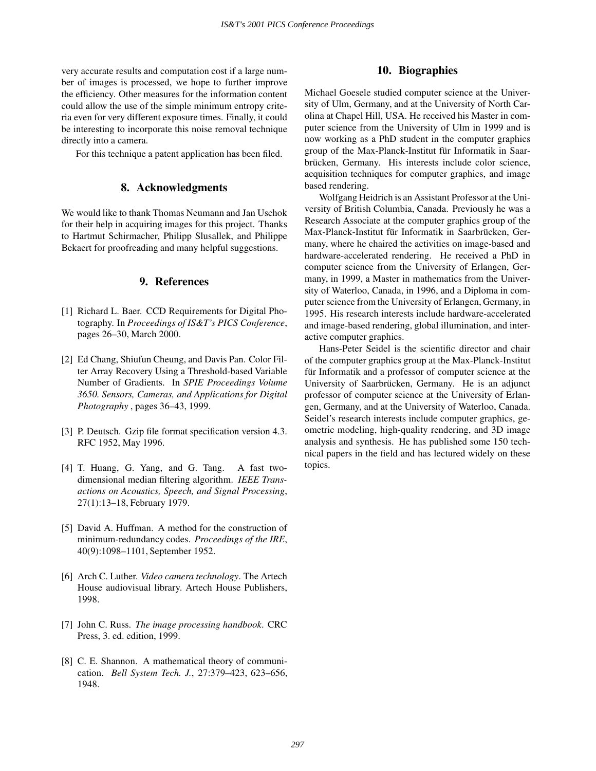very accurate results and computation cost if a large number of images is processed, we hope to further improve the efficiency. Other measures for the information content could allow the use of the simple minimum entropy criteria even for very different exposure times. Finally, it could be interesting to incorporate this noise removal technique directly into a camera.

For this technique a patent application has been filed.

## 8. Acknowledgments

We would like to thank Thomas Neumann and Jan Uschok for their help in acquiring images for this project. Thanks to Hartmut Schirmacher, Philipp Slusallek, and Philippe Bekaert for proofreading and many helpful suggestions.

## 9. References

[1] Richard L. Baer. CCD Requirements for Digital Photography. In *Proceedings of IS&T's PICS Conference*, pages 26–30, March 2000.

[2] Ed Chang, Shiufun Cheung, and Davis Pan. Color Filter Array Recovery Using a Threshold-based Variable Number of Gradients. In *SPIE Proceedings Volume 3650. Sensors, Cameras, and Applications for Digital Photography* , pages 36–43, 1999.

[3] P. Deutsch. Gzip file format specification version 4.3. RFC 1952, May 1996.

[4] T. Huang, G. Yang, and G. Tang. A fast two-dimensional median filtering algorithm. *IEEE Transactions on Acoustics, Speech, and Signal Processing*, 27(1):13–18, February 1979.

[5] David A. Huffman. A method for the construction of minimum-redundancy codes. *Proceedings of the IRE*, 40(9):1098–1101, September 1952.

[6] Arch C. Luther. *Video camera technology*. The Artech House audiovisual library. Artech House Publishers, 1998.

[7] John C. Russ. *The image processing handbook*. CRC Press, 3. ed. edition, 1999.

[8] C. E. Shannon. A mathematical theory of communication. *Bell System Tech. J.*, 27:379–423, 623–656, 1948.

## 10. Biographies

Michael Goesele studied computer science at the University of Ulm, Germany, and at the University of North Carolina at Chapel Hill, USA. He received his Master in computer science from the University of Ulm in 1999 and is now working as a PhD student in the computer graphics group of the Max-Planck-Institut für Informatik in Saarbrücken, Germany. His interests include color science, acquisition techniques for computer graphics, and image based rendering.

Wolfgang Heidrich is an Assistant Professor at the University of British Columbia, Canada. Previously he was a Research Associate at the computer graphics group of the Max-Planck-Institut für Informatik in Saarbrücken, Germany, where he chaired the activities on image-based and hardware-accelerated rendering. He received a PhD in computer science from the University of Erlangen, Germany, in 1999, a Master in mathematics from the University of Waterloo, Canada, in 1996, and a Diploma in computer science from the University of Erlangen, Germany, in 1995. His research interests include hardware-accelerated and image-based rendering, global illumination, and interactive computer graphics.

Hans-Peter Seidel is the scientific director and chair of the computer graphics group at the Max-Planck-Institut für Informatik and a professor of computer science at the University of Saarbrücken, Germany. He is an adjunct professor of computer science at the University of Erlangen, Germany, and at the University of Waterloo, Canada. Seidel's research interests include computer graphics, geometric modeling, high-quality rendering, and 3D image analysis and synthesis. He has published some 150 technical papers in the field and has lectured widely on these topics.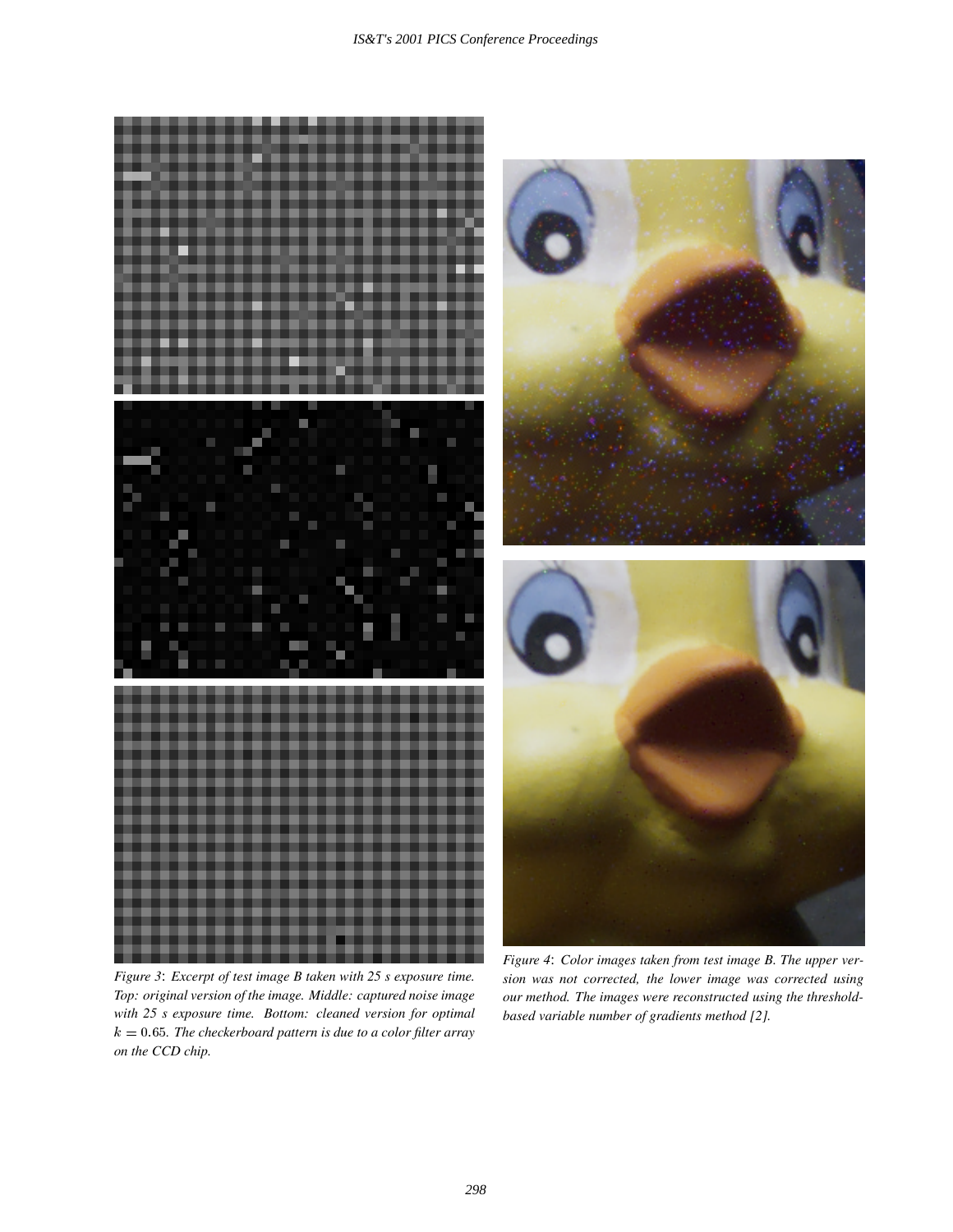*Figure 3*: *Excerpt of test image B taken with 25 s exposure time. Top: original version of the image. Middle: captured noise image with 25 s exposure time. Bottom: cleaned version for optimal $k = 0.65$. The checkerboard pattern is due to a color filter array on the CCD chip.*

*Figure 4*: *Color images taken from test image B. The upper version was not corrected, the lower image was corrected using our method. The images were reconstructed using the threshold-based variable number of gradients method [2].*